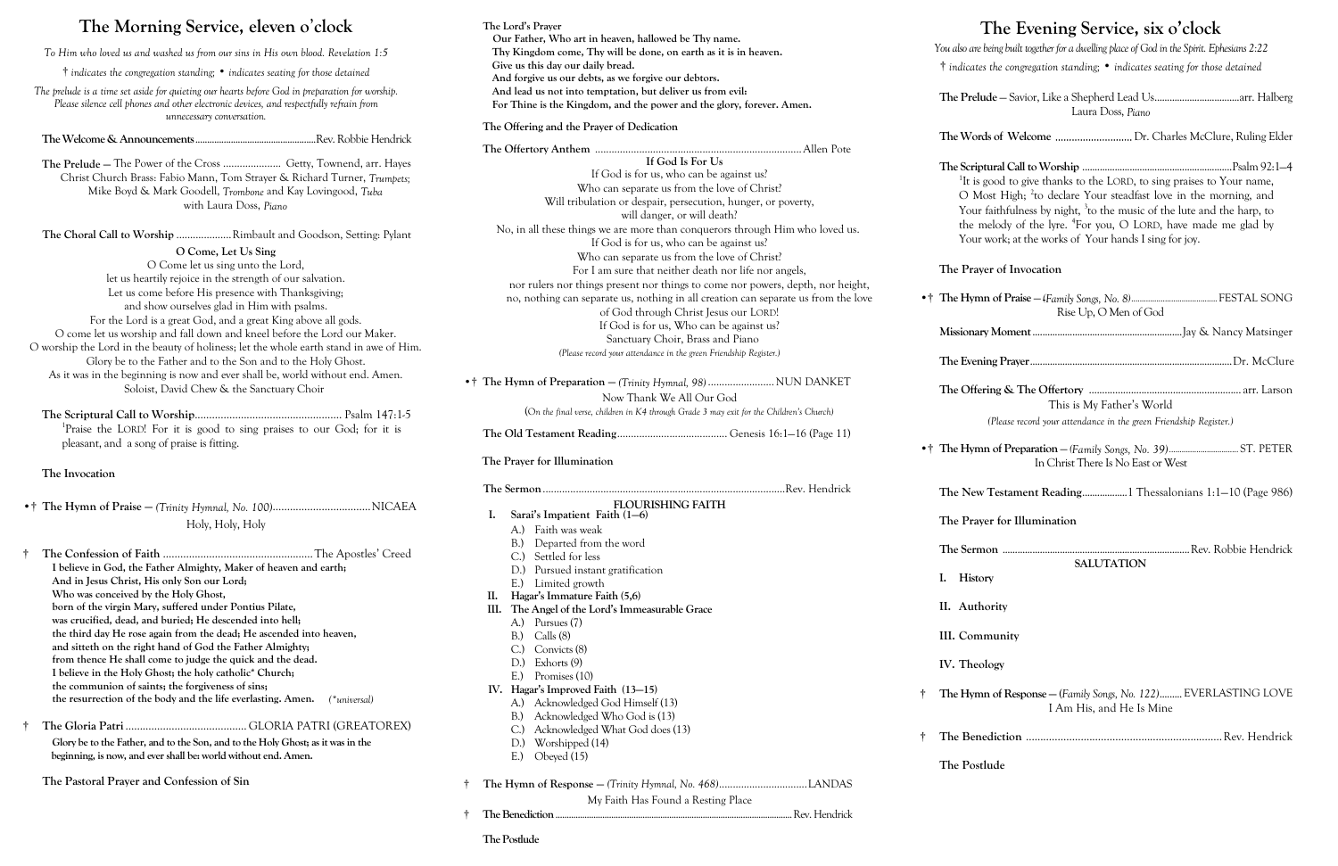# The Morning Service, eleven o'clock

*To Him who loved us and washed us from our sins in His own blood. Revelation 1:5*

*† indicates the congregation standing; • indicates seating for those detained*

*The prelude is a time set aside for quieting our hearts before God in preparation for worship. Please silence cell phones and other electronic devices, and respectfully refrain from unnecessary conversation.*

**The Welcome & Announcements**..........Rev. Robbie Hendrick

**The Prelude** — The Power of the Cross .......... Getty, Townend, arr. Hayes
Christ Church Brass: Fabio Mann, Tom Strayer & Richard Turner, *Trumpets*; Mike Boyd & Mark Goodell, *Trombone* and Kay Lovingood, *Tuba* with Laura Doss, *Piano*

**The Choral Call to Worship** ..........Rimbault and Goodson, Setting: Pylant

**O Come, Let Us Sing**

O Come let us sing unto the Lord,
let us heartily rejoice in the strength of our salvation.
Let us come before His presence with Thanksgiving;
and show ourselves glad in Him with psalms.
For the Lord is a great God, and a great King above all gods.
O come let us worship and fall down and kneel before the Lord our Maker.
O worship the Lord in the beauty of holiness; let the whole earth stand in awe of Him.
Glory be to the Father and to the Son and to the Holy Ghost.
As it was in the beginning is now and ever shall be, world without end. Amen.
Soloist, David Chew & the Sanctuary Choir

**The Scriptural Call to Worship**.......... Psalm 147:1-5
[1]Praise the LORD! For it is good to sing praises to our God; for it is pleasant, and a song of praise is fitting.

**The Invocation**

•† **The Hymn of Praise** — *(Trinity Hymnal, No. 100)*..........NICAEA
Holy, Holy, Holy

† **The Confession of Faith** ..........The Apostles' Creed

**I believe in God, the Father Almighty, Maker of heaven and earth;**
**And in Jesus Christ, His only Son our Lord;**
**Who was conceived by the Holy Ghost,**
**born of the virgin Mary, suffered under Pontius Pilate,**
**was crucified, dead, and buried; He descended into hell;**
**the third day He rose again from the dead; He ascended into heaven,**
**and sitteth on the right hand of God the Father Almighty;**
**from thence He shall come to judge the quick and the dead.**
**I believe in the Holy Ghost; the holy catholic\* Church;**
**the communion of saints; the forgiveness of sins;**
**the resurrection of the body and the life everlasting. Amen.** *(\*universal)*

† **The Gloria Patri** .......... GLORIA PATRI (GREATOREX)

**Glory be to the Father, and to the Son, and to the Holy Ghost; as it was in the beginning, is now, and ever shall be: world without end. Amen.**

**The Pastoral Prayer and Confession of Sin**

**The Lord's Prayer**

**Our Father, Who art in heaven, hallowed be Thy name.**
**Thy Kingdom come, Thy will be done, on earth as it is in heaven.**
**Give us this day our daily bread.**
**And forgive us our debts, as we forgive our debtors.**
**And lead us not into temptation, but deliver us from evil:**
**For Thine is the Kingdom, and the power and the glory, forever. Amen.**

**The Offering and the Prayer of Dedication**

**The Offertory Anthem** ..........Allen Pote

**If God Is For Us**

If God is for us, who can be against us?
Who can separate us from the love of Christ?
Will tribulation or despair, persecution, hunger, or poverty,
will danger, or will death?
No, in all these things we are more than conquerors through Him who loved us.
If God is for us, who can be against us?
Who can separate us from the love of Christ?
For I am sure that neither death nor life nor angels,
nor rulers nor things present nor things to come nor powers, depth, nor height,
no, nothing can separate us, nothing in all creation can separate us from the love
of God through Christ Jesus our LORD!
If God is for us, Who can be against us?
Sanctuary Choir, Brass and Piano

*(Please record your attendance in the green Friendship Register.)*

•† **The Hymn of Preparation** — *(Trinity Hymnal, 98)* .......... NUN DANKET
Now Thank We All Our God
(*On the final verse, children in K4 through Grade 3 may exit for the Children's Church*)

**The Old Testament Reading**.......... Genesis 16:1—16 (Page 11)

**The Prayer for Illumination**

**The Sermon**..........Rev. Hendrick

**FLOURISHING FAITH**

I. **Sarai's Impatient Faith (1—6)**
  A.) Faith was weak
  B.) Departed from the word
  C.) Settled for less
  D.) Pursued instant gratification
  E.) Limited growth
II. **Hagar's Immature Faith (5,6)**
III. **The Angel of the Lord's Immeasurable Grace**
  A.) Pursues (7)
  B.) Calls (8)
  C.) Convicts (8)
  D.) Exhorts (9)
  E.) Promises (10)
IV. **Hagar's Improved Faith (13—15)**
  A.) Acknowledged God Himself (13)
  B.) Acknowledged Who God is (13)
  C.) Acknowledged What God does (13)
  D.) Worshipped (14)
  E.) Obeyed (15)

† **The Hymn of Response** — *(Trinity Hymnal, No. 468)*..........LANDAS
My Faith Has Found a Resting Place

† **The Benediction**..........Rev. Hendrick

**The Postlude**

# The Evening Service, six o'clock

*You also are being built together for a dwelling place of God in the Spirit. Ephesians 2:22*

*† indicates the congregation standing; • indicates seating for those detained*

**The Prelude** — Savior, Like a Shepherd Lead Us..........arr. Halberg
Laura Doss, *Piano*

**The Words of Welcome** .......... Dr. Charles McClure, Ruling Elder

**The Scriptural Call to Worship** ..........Psalm 92:1—4
[1]It is good to give thanks to the LORD, to sing praises to Your name, O Most High; [2]to declare Your steadfast love in the morning, and Your faithfulness by night, [3]to the music of the lute and the harp, to the melody of the lyre. [4]For you, O LORD, have made me glad by Your work; at the works of Your hands I sing for joy.

**The Prayer of Invocation**

•† **The Hymn of Praise** — *(Family Songs, No. 8)*.......... FESTAL SONG
Rise Up, O Men of God

**Missionary Moment**..........Jay & Nancy Matsinger

**The Evening Prayer**..........Dr. McClure

**The Offering & The Offertory** .......... arr. Larson
This is My Father's World

*(Please record your attendance in the green Friendship Register.)*

•† **The Hymn of Preparation** — *(Family Songs, No. 39)*.......... ST. PETER
In Christ There Is No East or West

**The New Testament Reading**..........1 Thessalonians 1:1—10 (Page 986)

**The Prayer for Illumination**

**The Sermon** ..........Rev. Robbie Hendrick

**SALUTATION**

I. **History**

II. **Authority**

III. **Community**

IV. **Theology**

† **The Hymn of Response** — *(Family Songs, No. 122)*.......... EVERLASTING LOVE
I Am His, and He Is Mine

† **The Benediction** ..........Rev. Hendrick

**The Postlude**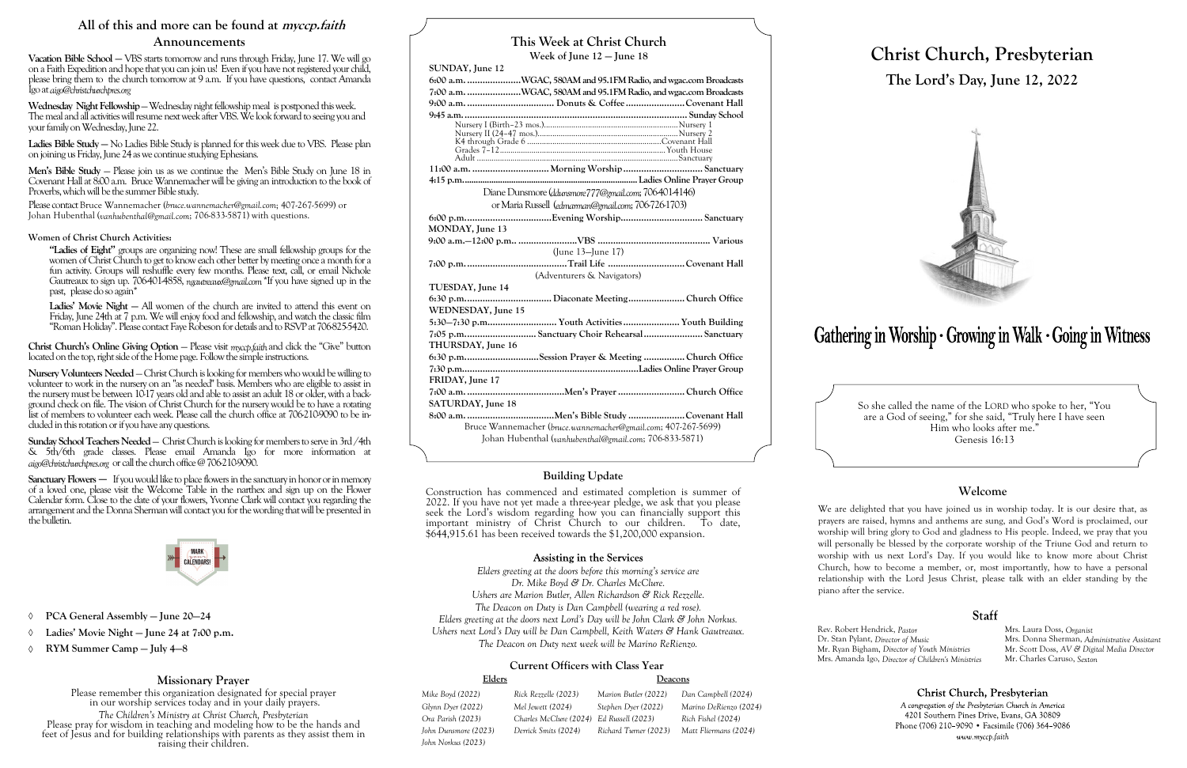## All of this and more can be found at *myccp.faith*

## Announcements

**Vacation Bible School** — VBS starts tomorrow and runs through Friday, June 17. We will go on a Faith Expedition and hope that you can join us! Even if you have not registered your child, please bring them to the church tomorrow at 9 a.m. If you have questions, contact Amanda Igo at *aigo@christchurchpres.org*

**Wednesday Night Fellowship** — Wednesday night fellowship meal is postponed this week. The meal and all activities will resume next week after VBS. We look forward to seeing you and your family on Wednesday, June 22.

**Ladies Bible Study** — No Ladies Bible Study is planned for this week due to VBS. Please plan on joining us Friday, June 24 as we continue studying Ephesians.

**Men's Bible Study** — Please join us as we continue the Men's Bible Study on June 18 in Covenant Hall at 8:00 a.m. Bruce Wannemacher will be giving an introduction to the book of Proverbs, which will be the summer Bible study.

Please contact Bruce Wannemacher (*bruce.wannemacher@gmail.com*; 407-267-5699) or Johan Hubenthal (*vanhubenthal@gmail.com*; 706-833-5871) with questions.

**Women of Christ Church Activities:**

**"Ladies of Eight"** groups are organizing now! These are small fellowship groups for the women of Christ Church to get to know each other better by meeting once a month for a fun activity. Groups will reshuffle every few months. Please text, call, or email Nichole Gautreaux to sign up. 706-401-4858, *ngautreaux@gmail.com* \*If you have signed up in the past, please do so again\*

**Ladies' Movie Night** — All women of the church are invited to attend this event on Friday, June 24th at 7 p.m. We will enjoy food and fellowship, and watch the classic film "Roman Holiday". Please contact Faye Robeson for details and to RSVP at 706-825-5420.

**Christ Church's Online Giving Option** — Please visit *myccp.faith* and click the "Give" button located on the top, right side of the Home page. Follow the simple instructions.

**Nursery Volunteers Needed** — Christ Church is looking for members who would be willing to volunteer to work in the nursery on an "as needed" basis. Members who are eligible to assist in the nursery must be between 10-17 years old and able to assist an adult 18 or older, with a background check on file. The vision of Christ Church for the nursery would be to have a rotating list of members to volunteer each week. Please call the church office at 706-210-9090 to be included in this rotation or if you have any questions.

**Sunday School Teachers Needed** — Christ Church is looking for members to serve in 3rd/4th & 5th/6th grade classes. Please email Amanda Igo for more information at *aigo@christchurchpres.org* or call the church office @ 706-210-9090.

**Sanctuary Flowers** — If you would like to place flowers in the sanctuary in honor or in memory of a loved one, please visit the Welcome Table in the narthex and sign up on the Flower Calendar form. Close to the date of your flowers, Yvonne Clark will contact you regarding the arrangement and the Donna Sherman will contact you for the wording that will be presented in the bulletin.

MARK YOUR CALENDARS!

- **PCA General Assembly — June 20—24**
- **Ladies' Movie Night — June 24 at 7:00 p.m.**
- **RYM Summer Camp — July 4—8**

## Missionary Prayer

Please remember this organization designated for special prayer in our worship services today and in your daily prayers.

*The Children's Ministry at Christ Church, Presbyterian*

Please pray for wisdom in teaching and modeling how to be the hands and feet of Jesus and for building relationships with parents as they assist them in raising their children.

## This Week at Christ Church

**Week of June 12 — June 18**

**SUNDAY, June 12**

6:00 a.m. ..... WGAC, 580AM and 95.1FM Radio, and wgac.com Broadcasts
7:00 a.m. ..... WGAC, 580AM and 95.1FM Radio, and wgac.com Broadcasts
9:00 a.m. ..... Donuts & Coffee ..... Covenant Hall
9:45 a.m. ..... Sunday School
- Nursery I (Birth–23 mos.) ..... Nursery 1
- Nursery II (24–47 mos.) ..... Nursery 2
- K4 through Grade 6 ..... Covenant Hall
- Grades 7–12 ..... Youth House
- Adult ..... Sanctuary

11:00 a.m. ..... Morning Worship ..... Sanctuary
4:15 p.m. ..... Ladies Online Prayer Group
Diane Dunsmore (*ddunsmore777@gmail.com*; 706-401-4146) or Maria Russell (*edmarman@gmail.com*; 706-726-1703)
6:00 p.m. ..... Evening Worship ..... Sanctuary

**MONDAY, June 13**

9:00 a.m.—12:00 p.m. ..... VBS ..... Various
(June 13—June 17)
7:00 p.m. ..... Trail Life ..... Covenant Hall
(Adventurers & Navigators)

**TUESDAY, June 14**

6:30 p.m. ..... Diaconate Meeting ..... Church Office

**WEDNESDAY, June 15**

5:30—7:30 p.m. ..... Youth Activities ..... Youth Building
7:05 p.m. ..... Sanctuary Choir Rehearsal ..... Sanctuary

**THURSDAY, June 16**

6:30 p.m. ..... Session Prayer & Meeting ..... Church Office
7:30 p.m. ..... Ladies Online Prayer Group

**FRIDAY, June 17**

7:00 a.m. ..... Men's Prayer ..... Church Office

**SATURDAY, June 18**

8:00 a.m. ..... Men's Bible Study ..... Covenant Hall
Bruce Wannemacher (*bruce.wannemacher@gmail.com*; 407-267-5699)
Johan Hubenthal (*vanhubenthal@gmail.com*; 706-833-5871)

## Building Update

Construction has commenced and estimated completion is summer of 2022. If you have not yet made a three-year pledge, we ask that you please seek the Lord's wisdom regarding how you can financially support this important ministry of Christ Church to our children. To date, $644,915.61 has been received towards the $1,200,000 expansion.

## Assisting in the Services

*Elders greeting at the doors before this morning's service are Dr. Mike Boyd & Dr. Charles McClure.*
*Ushers are Marion Butler, Allen Richardson & Rick Rezzelle.*
*The Deacon on Duty is Dan Campbell (wearing a red rose).*
*Elders greeting at the doors next Lord's Day will be John Clark & John Norkus.*
*Ushers next Lord's Day will be Dan Campbell, Keith Waters & Hank Gautreaux.*
*The Deacon on Duty next week will be Marino ReRienzo.*

## Current Officers with Class Year

| Elders | | Deacons | |
|---|---|---|---|
| *Mike Boyd (2022)* | *Rick Rezzelle (2023)* | *Marion Butler (2022)* | *Dan Campbell (2024)* |
| *Glynn Dyer (2022)* | *Mel Jewett (2024)* | *Stephen Dyer (2022)* | *Marino DeRienzo (2024)* |
| *Ora Parish (2023)* | *Charles McClure (2024)* | *Ed Russell (2023)* | *Rich Fishel (2024)* |
| *John Dunsmore (2023)* | *Derrick Smits (2024)* | *Richard Turner (2023)* | *Matt Fliermans (2024)* |
| *John Norkus (2023)* | | | |

# Christ Church, Presbyterian

## The Lord's Day, June 12, 2022

# Gathering in Worship · Growing in Walk · Going in Witness

So she called the name of the LORD who spoke to her, "You are a God of seeing," for she said, "Truly here I have seen Him who looks after me."
Genesis 16:13

## Welcome

We are delighted that you have joined us in worship today. It is our desire that, as prayers are raised, hymns and anthems are sung, and God's Word is proclaimed, our worship will bring glory to God and gladness to His people. Indeed, we pray that you will personally be blessed by the corporate worship of the Triune God and return to worship with us next Lord's Day. If you would like to know more about Christ Church, how to become a member, or, most importantly, how to have a personal relationship with the Lord Jesus Christ, please talk with an elder standing by the piano after the service.

## Staff

Rev. Robert Hendrick, *Pastor*
Dr. Stan Pylant, *Director of Music*
Mr. Ryan Bigham, *Director of Youth Ministries*
Mrs. Amanda Igo, *Director of Children's Ministries*
Mrs. Laura Doss, *Organist*
Mrs. Donna Sherman, *Administrative Assistant*
Mr. Scott Doss, *AV & Digital Media Director*
Mr. Charles Caruso, *Sexton*

**Christ Church, Presbyterian**
*A congregation of the Presbyterian Church in America*
4201 Southern Pines Drive, Evans, GA 30809
Phone (706) 210-9090 • Facsimile (706) 364-9086
*www.myccp.faith*